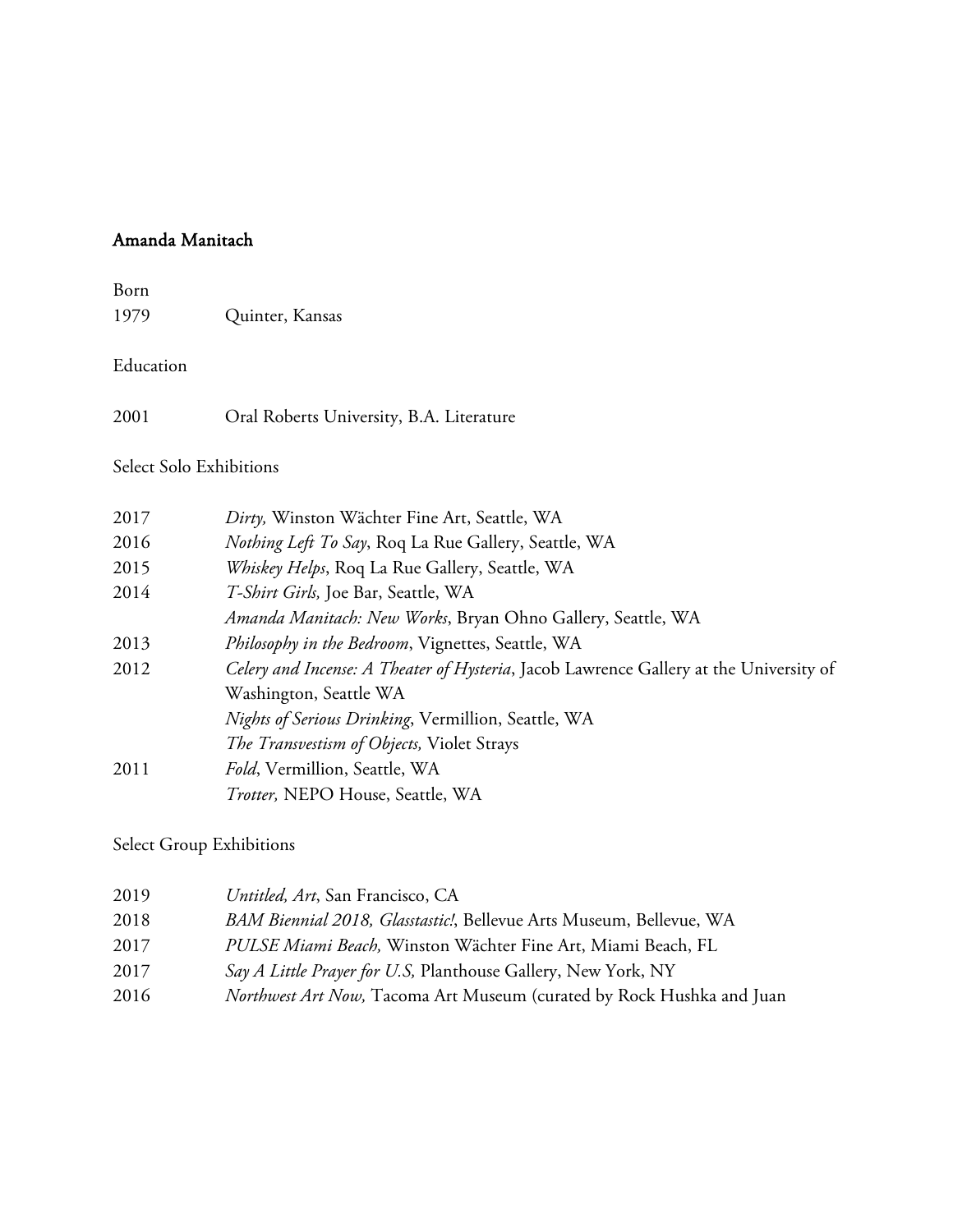# Amanda Manitach

Born

| | |
|---|---|
| 1979 | Quinter, Kansas |

Education

| | |
|---|---|
| 2001 | Oral Roberts University, B.A. Literature |

Select Solo Exhibitions

| | |
|---|---|
| 2017 | *Dirty,* Winston Wächter Fine Art, Seattle, WA |
| 2016 | *Nothing Left To Say*, Roq La Rue Gallery, Seattle, WA |
| 2015 | *Whiskey Helps*, Roq La Rue Gallery, Seattle, WA |
| 2014 | *T-Shirt Girls,* Joe Bar, Seattle, WA |
| | *Amanda Manitach: New Works*, Bryan Ohno Gallery, Seattle, WA |
| 2013 | *Philosophy in the Bedroom*, Vignettes, Seattle, WA |
| 2012 | *Celery and Incense: A Theater of Hysteria*, Jacob Lawrence Gallery at the University of Washington, Seattle WA |
| | *Nights of Serious Drinking*, Vermillion, Seattle, WA |
| | *The Transvestism of Objects,* Violet Strays |
| 2011 | *Fold*, Vermillion, Seattle, WA |
| | *Trotter,* NEPO House, Seattle, WA |

Select Group Exhibitions

| | |
|---|---|
| 2019 | *Untitled, Art*, San Francisco, CA |
| 2018 | *BAM Biennial 2018, Glasstastic!*, Bellevue Arts Museum, Bellevue, WA |
| 2017 | *PULSE Miami Beach,* Winston Wächter Fine Art, Miami Beach, FL |
| 2017 | *Say A Little Prayer for U.S,* Planthouse Gallery, New York, NY |
| 2016 | *Northwest Art Now,* Tacoma Art Museum (curated by Rock Hushka and Juan |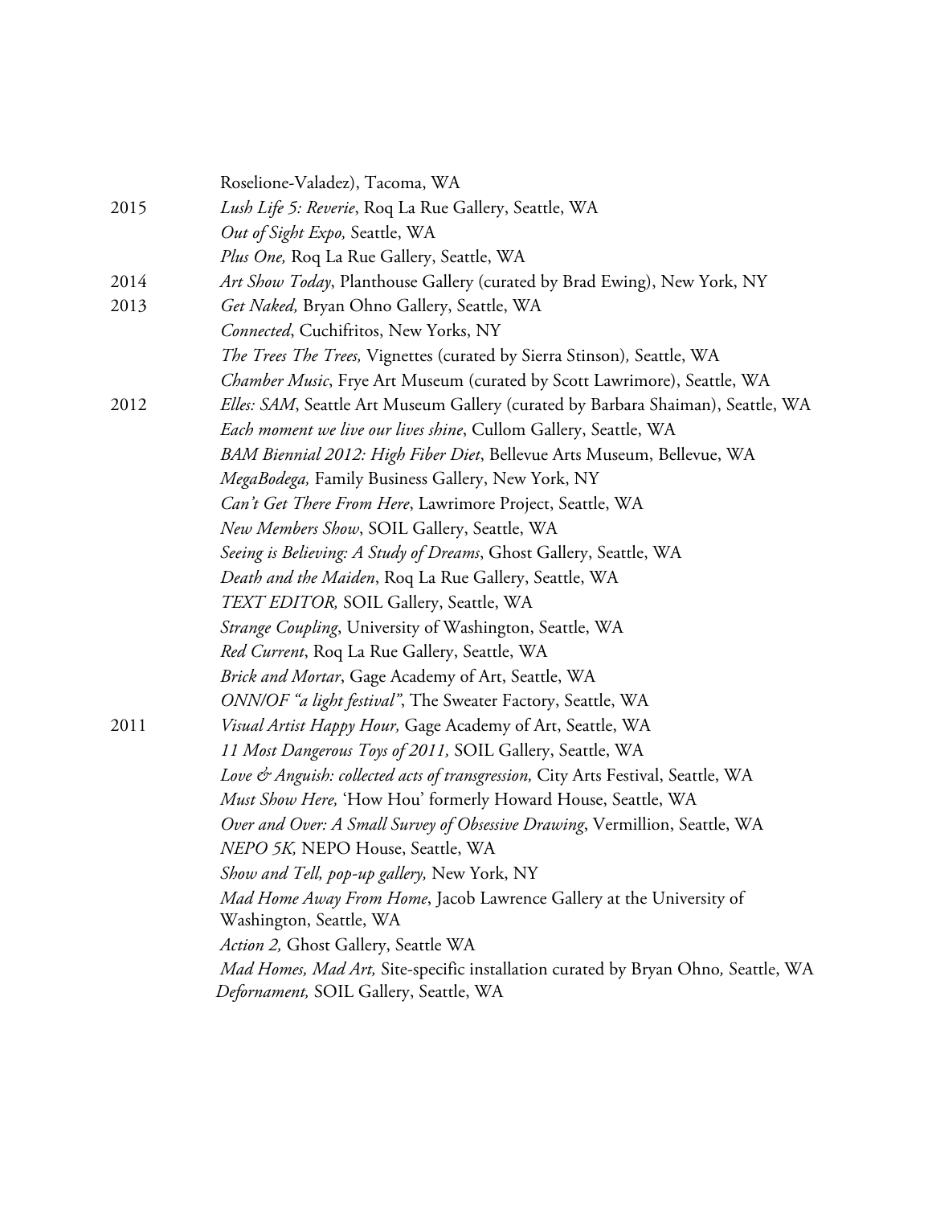Roselione-Valadez), Tacoma, WA

2015 *Lush Life 5: Reverie*, Roq La Rue Gallery, Seattle, WA

*Out of Sight Expo,* Seattle, WA

*Plus One,* Roq La Rue Gallery, Seattle, WA

2014 *Art Show Today*, Planthouse Gallery (curated by Brad Ewing), New York, NY

2013 *Get Naked,* Bryan Ohno Gallery, Seattle, WA

*Connected*, Cuchifritos, New Yorks, NY

*The Trees The Trees,* Vignettes (curated by Sierra Stinson)*,* Seattle, WA

*Chamber Music*, Frye Art Museum (curated by Scott Lawrimore), Seattle, WA

2012 *Elles: SAM*, Seattle Art Museum Gallery (curated by Barbara Shaiman), Seattle, WA

*Each moment we live our lives shine*, Cullom Gallery, Seattle, WA

*BAM Biennial 2012: High Fiber Diet*, Bellevue Arts Museum, Bellevue, WA

*MegaBodega,* Family Business Gallery, New York, NY

*Can't Get There From Here*, Lawrimore Project, Seattle, WA

*New Members Show*, SOIL Gallery, Seattle, WA

*Seeing is Believing: A Study of Dreams*, Ghost Gallery, Seattle, WA

*Death and the Maiden*, Roq La Rue Gallery, Seattle, WA

*TEXT EDITOR,* SOIL Gallery, Seattle, WA

*Strange Coupling*, University of Washington, Seattle, WA

*Red Current*, Roq La Rue Gallery, Seattle, WA

*Brick and Mortar*, Gage Academy of Art, Seattle, WA

*ONN/OF "a light festival"*, The Sweater Factory, Seattle, WA

2011 *Visual Artist Happy Hour,* Gage Academy of Art, Seattle, WA

*11 Most Dangerous Toys of 2011,* SOIL Gallery, Seattle, WA

*Love & Anguish: collected acts of transgression,* City Arts Festival, Seattle, WA

*Must Show Here,* 'How Hou' formerly Howard House, Seattle, WA

*Over and Over: A Small Survey of Obsessive Drawing*, Vermillion, Seattle, WA

*NEPO 5K,* NEPO House, Seattle, WA

*Show and Tell, pop-up gallery,* New York, NY

*Mad Home Away From Home*, Jacob Lawrence Gallery at the University of Washington, Seattle, WA

*Action 2,* Ghost Gallery, Seattle WA

*Mad Homes, Mad Art,* Site-specific installation curated by Bryan Ohno*,* Seattle, WA

*Defornament,* SOIL Gallery, Seattle, WA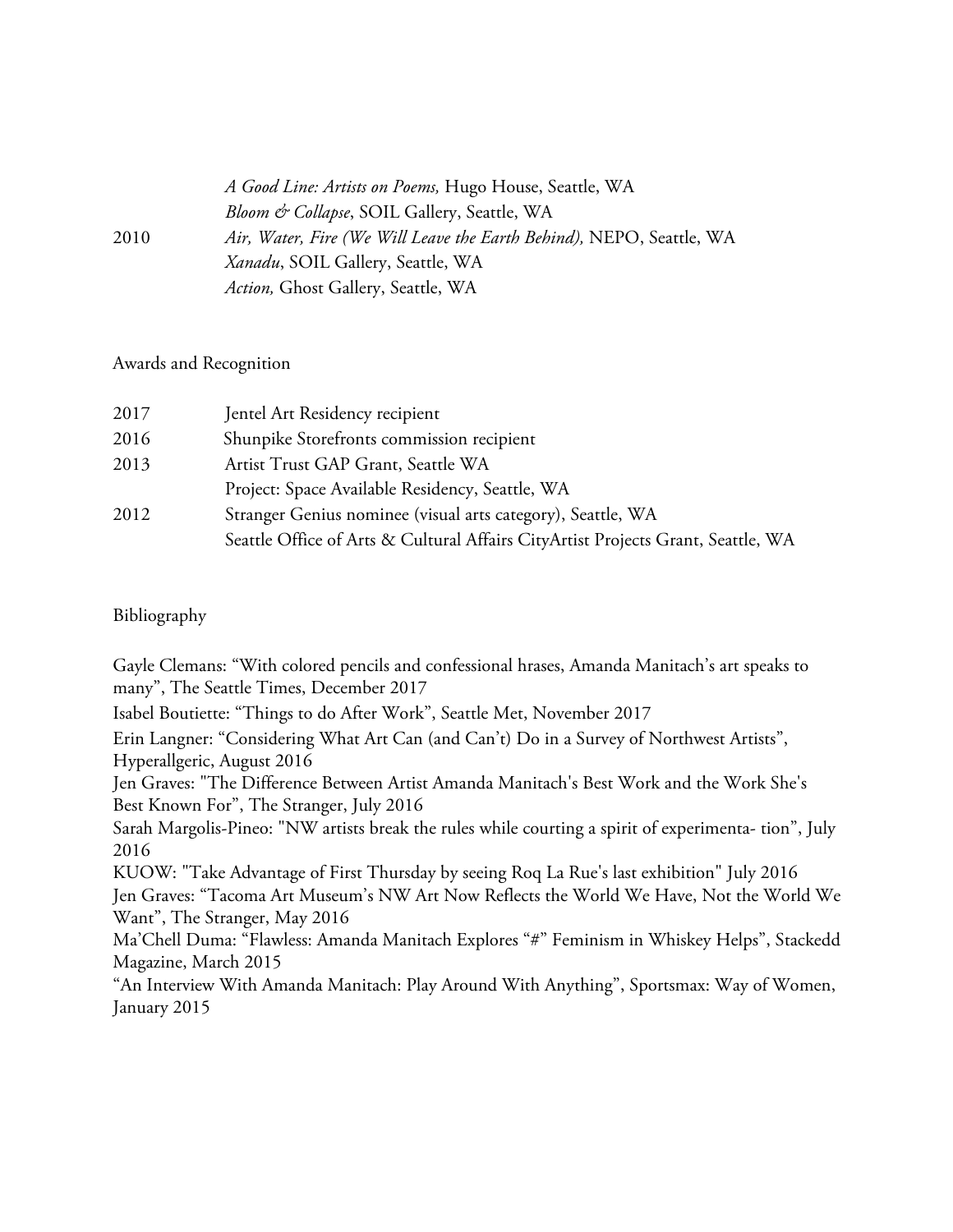| | |
|---|---|
| | *A Good Line: Artists on Poems,* Hugo House, Seattle, WA |
| | *Bloom & Collapse*, SOIL Gallery, Seattle, WA |
| 2010 | *Air, Water, Fire (We Will Leave the Earth Behind),* NEPO, Seattle, WA |
| | *Xanadu*, SOIL Gallery, Seattle, WA |
| | *Action,* Ghost Gallery, Seattle, WA |

Awards and Recognition

| | |
|---|---|
| 2017 | Jentel Art Residency recipient |
| 2016 | Shunpike Storefronts commission recipient |
| 2013 | Artist Trust GAP Grant, Seattle WA |
| | Project: Space Available Residency, Seattle, WA |
| 2012 | Stranger Genius nominee (visual arts category), Seattle, WA |
| | Seattle Office of Arts & Cultural Affairs CityArtist Projects Grant, Seattle, WA |

Bibliography

Gayle Clemans: "With colored pencils and confessional hrases, Amanda Manitach's art speaks to many", The Seattle Times, December 2017

Isabel Boutiette: "Things to do After Work", Seattle Met, November 2017

Erin Langner: "Considering What Art Can (and Can't) Do in a Survey of Northwest Artists", Hyperallgeric, August 2016

Jen Graves: "The Difference Between Artist Amanda Manitach's Best Work and the Work She's Best Known For", The Stranger, July 2016

Sarah Margolis-Pineo: "NW artists break the rules while courting a spirit of experimenta- tion", July 2016

KUOW: "Take Advantage of First Thursday by seeing Roq La Rue's last exhibition" July 2016

Jen Graves: "Tacoma Art Museum's NW Art Now Reflects the World We Have, Not the World We Want", The Stranger, May 2016

Ma'Chell Duma: "Flawless: Amanda Manitach Explores "#" Feminism in Whiskey Helps", Stackedd Magazine, March 2015

"An Interview With Amanda Manitach: Play Around With Anything", Sportsmax: Way of Women, January 2015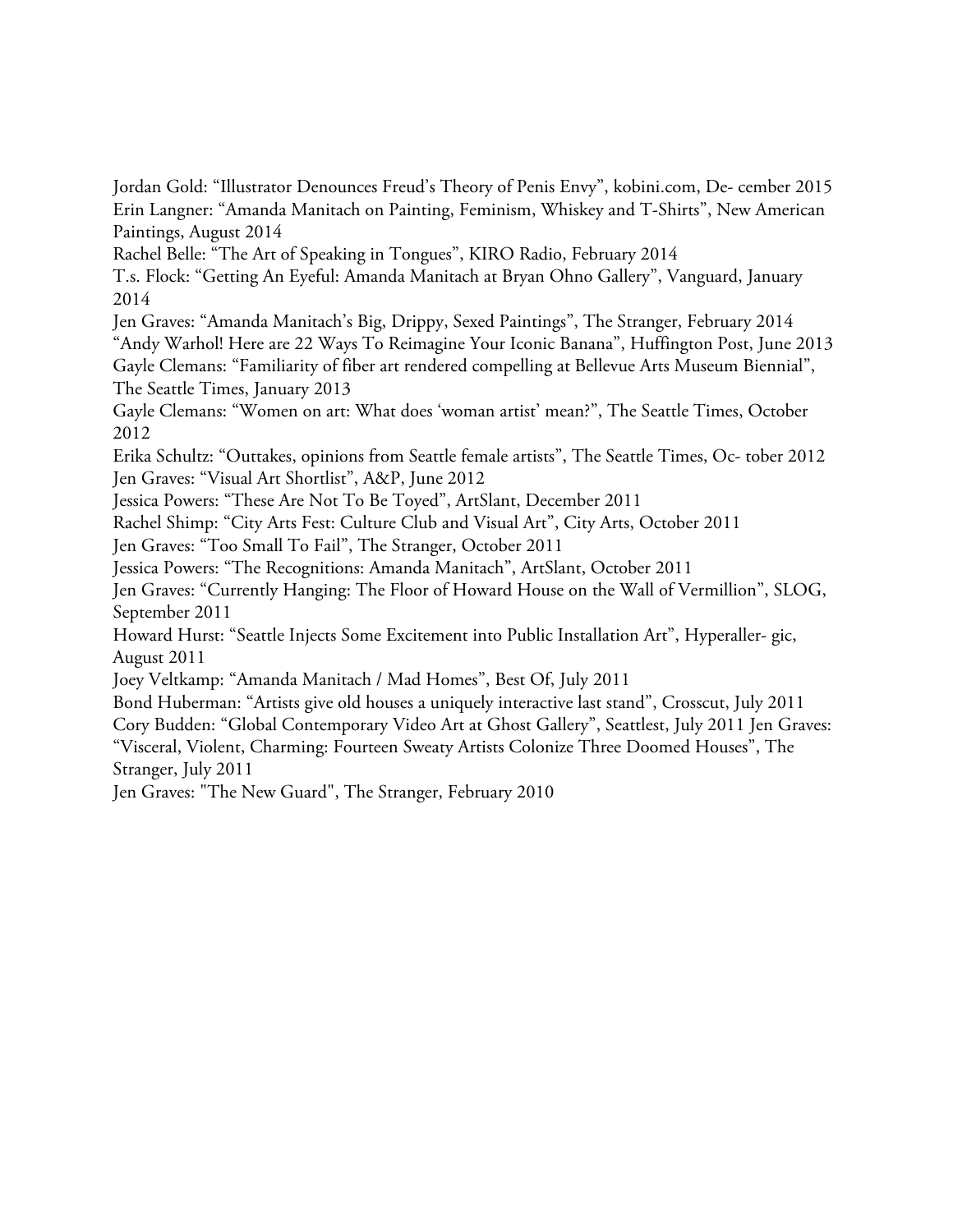Jordan Gold: “Illustrator Denounces Freud’s Theory of Penis Envy”, kobini.com, De- cember 2015
Erin Langner: “Amanda Manitach on Painting, Feminism, Whiskey and T-Shirts”, New American Paintings, August 2014
Rachel Belle: “The Art of Speaking in Tongues”, KIRO Radio, February 2014
T.s. Flock: “Getting An Eyeful: Amanda Manitach at Bryan Ohno Gallery”, Vanguard, January 2014
Jen Graves: “Amanda Manitach’s Big, Drippy, Sexed Paintings”, The Stranger, February 2014
“Andy Warhol! Here are 22 Ways To Reimagine Your Iconic Banana”, Huffington Post, June 2013
Gayle Clemans: “Familiarity of fiber art rendered compelling at Bellevue Arts Museum Biennial”, The Seattle Times, January 2013
Gayle Clemans: “Women on art: What does ‘woman artist’ mean?”, The Seattle Times, October 2012
Erika Schultz: “Outtakes, opinions from Seattle female artists”, The Seattle Times, Oc- tober 2012
Jen Graves: “Visual Art Shortlist”, A&P, June 2012
Jessica Powers: “These Are Not To Be Toyed”, ArtSlant, December 2011
Rachel Shimp: “City Arts Fest: Culture Club and Visual Art”, City Arts, October 2011
Jen Graves: “Too Small To Fail”, The Stranger, October 2011
Jessica Powers: “The Recognitions: Amanda Manitach”, ArtSlant, October 2011
Jen Graves: “Currently Hanging: The Floor of Howard House on the Wall of Vermillion”, SLOG, September 2011
Howard Hurst: “Seattle Injects Some Excitement into Public Installation Art”, Hyperaller- gic, August 2011
Joey Veltkamp: “Amanda Manitach / Mad Homes”, Best Of, July 2011
Bond Huberman: “Artists give old houses a uniquely interactive last stand”, Crosscut, July 2011
Cory Budden: “Global Contemporary Video Art at Ghost Gallery”, Seattlest, July 2011 Jen Graves: “Visceral, Violent, Charming: Fourteen Sweaty Artists Colonize Three Doomed Houses”, The Stranger, July 2011
Jen Graves: "The New Guard", The Stranger, February 2010